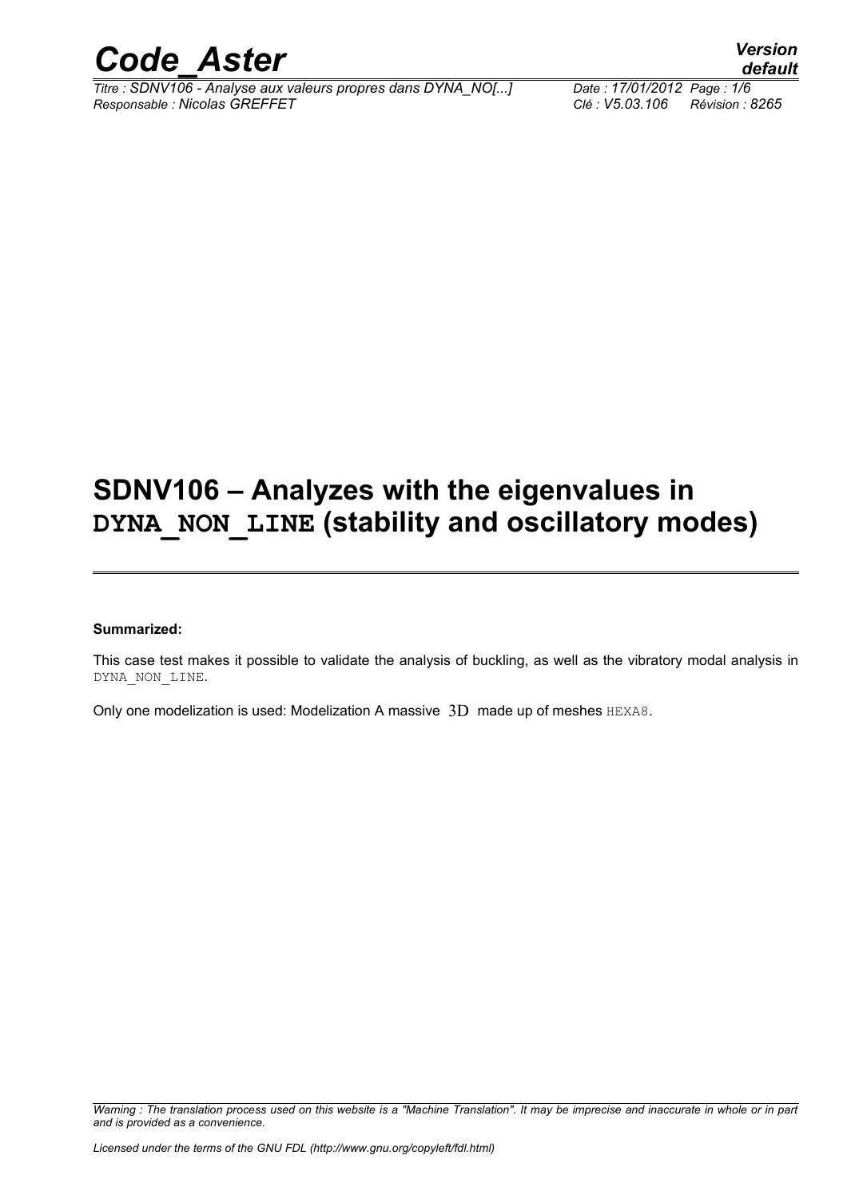# SDNV106 – Analyzes with the eigenvalues in DYNA_NON_LINE (stability and oscillatory modes)

**Summarized:**

This case test makes it possible to validate the analysis of buckling, as well as the vibratory modal analysis in DYNA_NON_LINE.

Only one modelization is used: Modelization A massive $3D$ made up of meshes HEXA8.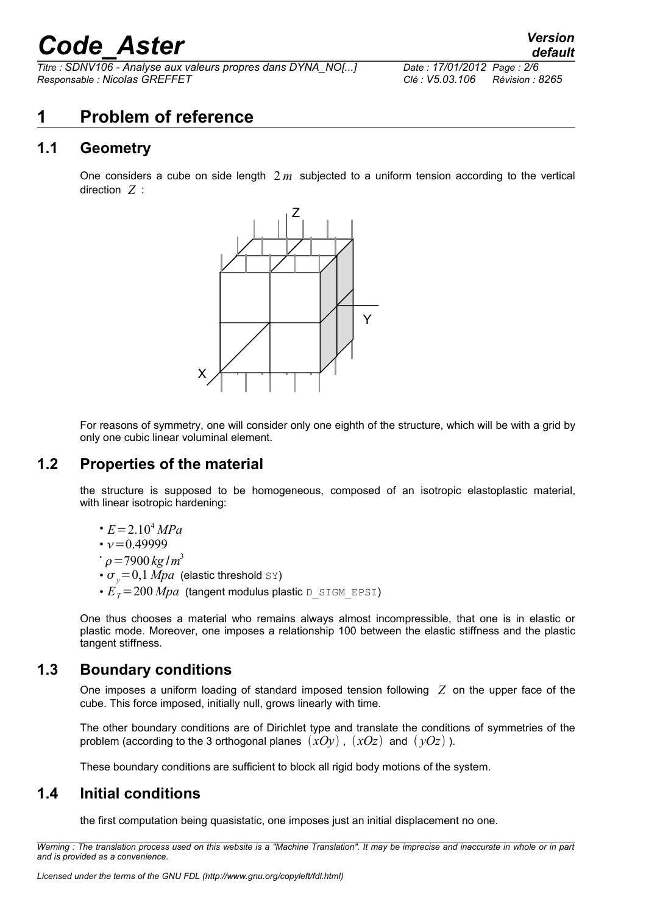# 1 Problem of reference

## 1.1 Geometry

One considers a cube on side length $2\,m$ subjected to a uniform tension according to the vertical direction $Z$ :

For reasons of symmetry, one will consider only one eighth of the structure, which will be with a grid by only one cubic linear voluminal element.

## 1.2 Properties of the material

the structure is supposed to be homogeneous, composed of an isotropic elastoplastic material, with linear isotropic hardening:

- $E=2.10^4\,MPa$
- $\nu=0.49999$
- $\rho=7900\,kg/m^3$
- $\sigma_y=0{,}1\,Mpa$ (elastic threshold SY)
- $E_T=200\,Mpa$ (tangent modulus plastic D_SIGM_EPSI)

One thus chooses a material who remains always almost incompressible, that one is in elastic or plastic mode. Moreover, one imposes a relationship 100 between the elastic stiffness and the plastic tangent stiffness.

## 1.3 Boundary conditions

One imposes a uniform loading of standard imposed tension following $Z$ on the upper face of the cube. This force imposed, initially null, grows linearly with time.

The other boundary conditions are of Dirichlet type and translate the conditions of symmetries of the problem (according to the 3 orthogonal planes $(xOy)$, $(xOz)$ and $(yOz)$).

These boundary conditions are sufficient to block all rigid body motions of the system.

## 1.4 Initial conditions

the first computation being quasistatic, one imposes just an initial displacement no one.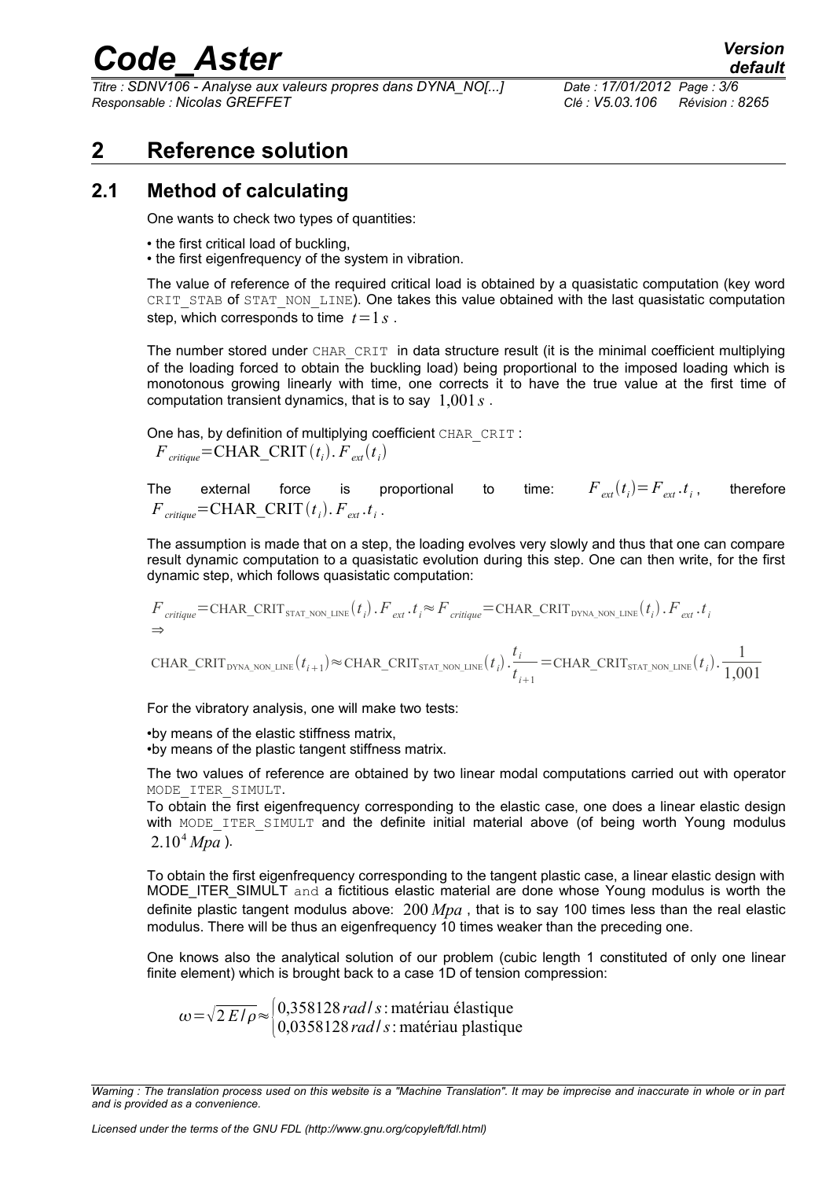# 2 Reference solution

## 2.1 Method of calculating

One wants to check two types of quantities:

- the first critical load of buckling,
- the first eigenfrequency of the system in vibration.

The value of reference of the required critical load is obtained by a quasistatic computation (key word CRIT_STAB of STAT_NON_LINE). One takes this value obtained with the last quasistatic computation step, which corresponds to time $t=1\,s$.

The number stored under CHAR_CRIT in data structure result (it is the minimal coefficient multiplying of the loading forced to obtain the buckling load) being proportional to the imposed loading which is monotonous growing linearly with time, one corrects it to have the true value at the first time of computation transient dynamics, that is to say $1{,}001\,s$.

One has, by definition of multiplying coefficient CHAR_CRIT :

$F_{critique}=\text{CHAR\_CRIT}(t_i).F_{ext}(t_i)$

The external force is proportional to time: $F_{ext}(t_i)=F_{ext}.t_i$, therefore $F_{critique}=\text{CHAR\_CRIT}(t_i).F_{ext}.t_i$.

The assumption is made that on a step, the loading evolves very slowly and thus that one can compare result dynamic computation to a quasistatic evolution during this step. One can then write, for the first dynamic step, which follows quasistatic computation:

$$F_{critique}=\text{CHAR\_CRIT}_{\text{STAT\_NON\_LINE}}(t_i).F_{ext}.t_i \approx F_{critique}=\text{CHAR\_CRIT}_{\text{DYNA\_NON\_LINE}}(t_i).F_{ext}.t_i$$
$$\Rightarrow$$
$$\text{CHAR\_CRIT}_{\text{DYNA\_NON\_LINE}}(t_{i+1}) \approx \text{CHAR\_CRIT}_{\text{STAT\_NON\_LINE}}(t_i).\frac{t_i}{t_{i+1}}=\text{CHAR\_CRIT}_{\text{STAT\_NON\_LINE}}(t_i).\frac{1}{1{,}001}$$

For the vibratory analysis, one will make two tests:

- by means of the elastic stiffness matrix,
- by means of the plastic tangent stiffness matrix.

The two values of reference are obtained by two linear modal computations carried out with operator MODE_ITER_SIMULT.

To obtain the first eigenfrequency corresponding to the elastic case, one does a linear elastic design with MODE_ITER_SIMULT and the definite initial material above (of being worth Young modulus $2.10^4\,Mpa$).

To obtain the first eigenfrequency corresponding to the tangent plastic case, a linear elastic design with MODE_ITER_SIMULT and a fictitious elastic material are done whose Young modulus is worth the definite plastic tangent modulus above: $200\,Mpa$, that is to say 100 times less than the real elastic modulus. There will be thus an eigenfrequency 10 times weaker than the preceding one.

One knows also the analytical solution of our problem (cubic length 1 constituted of only one linear finite element) which is brought back to a case 1D of tension compression:

$$\omega=\sqrt{2E/\rho}\approx\begin{cases}0{,}358128\,rad/s : \text{matériau élastique}\\ 0{,}0358128\,rad/s : \text{matériau plastique}\end{cases}$$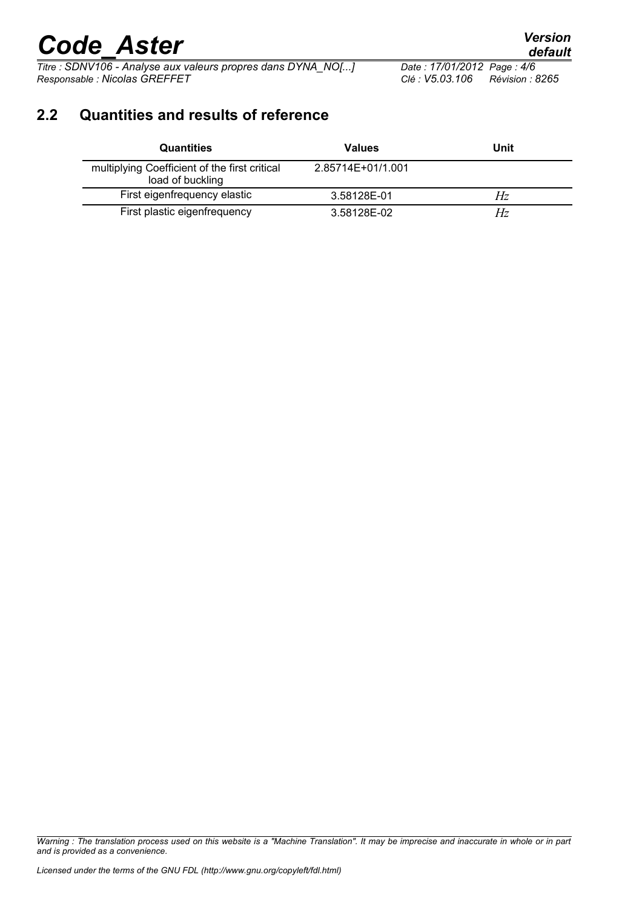## 2.2 Quantities and results of reference

| Quantities | Values | Unit |
|---|---|---|
| multiplying Coefficient of the first critical load of buckling | 2.85714E+01/1.001 | |
| First eigenfrequency elastic | 3.58128E-01 | $Hz$ |
| First plastic eigenfrequency | 3.58128E-02 | $Hz$ |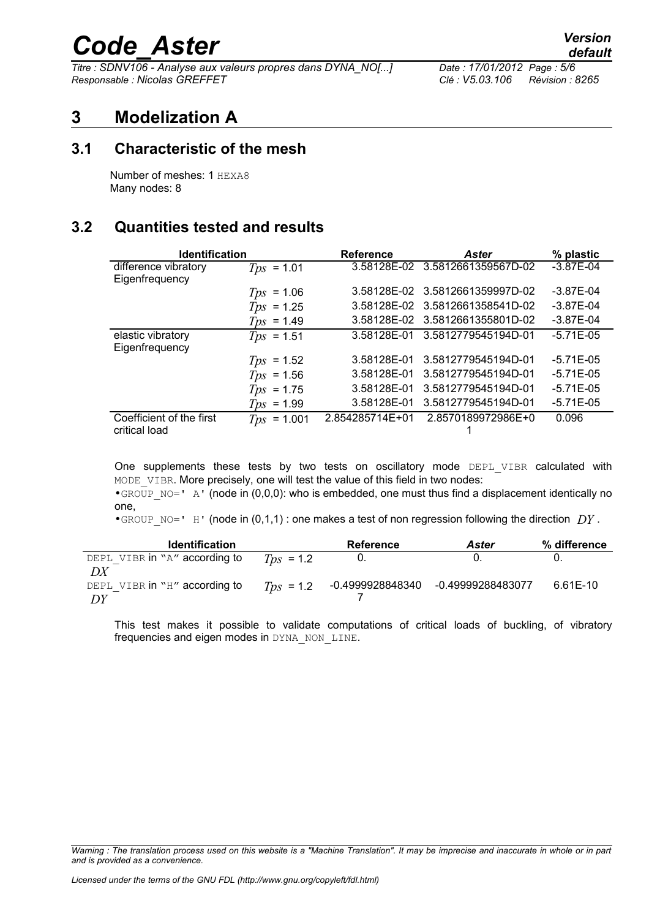# 3 Modelization A

## 3.1 Characteristic of the mesh

Number of meshes: 1 HEXA8
Many nodes: 8

## 3.2 Quantities tested and results

| Identification | | Reference | *Aster* | % plastic |
|---|---|---|---|---|
| difference vibratory Eigenfrequency | $Tps$ = 1.01 | 3.58128E-02 | 3.5812661359567D-02 | -3.87E-04 |
| | $Tps$ = 1.06 | 3.58128E-02 | 3.5812661359997D-02 | -3.87E-04 |
| | $Tps$ = 1.25 | 3.58128E-02 | 3.5812661358541D-02 | -3.87E-04 |
| | $Tps$ = 1.49 | 3.58128E-02 | 3.5812661355801D-02 | -3.87E-04 |
| elastic vibratory Eigenfrequency | $Tps$ = 1.51 | 3.58128E-01 | 3.5812779545194D-01 | -5.71E-05 |
| | $Tps$ = 1.52 | 3.58128E-01 | 3.5812779545194D-01 | -5.71E-05 |
| | $Tps$ = 1.56 | 3.58128E-01 | 3.5812779545194D-01 | -5.71E-05 |
| | $Tps$ = 1.75 | 3.58128E-01 | 3.5812779545194D-01 | -5.71E-05 |
| | $Tps$ = 1.99 | 3.58128E-01 | 3.5812779545194D-01 | -5.71E-05 |
| Coefficient of the first critical load | $Tps$ = 1.001 | 2.854285714E+01 | 2.8570189972986E+01 | 0.096 |

One supplements these tests by two tests on oscillatory mode DEPL_VIBR calculated with MODE_VIBR. More precisely, one will test the value of this field in two nodes:

- GROUP_NO=' A' (node in (0,0,0): who is embedded, one must thus find a displacement identically no one,
- GROUP_NO=' H' (node in (0,1,1) : one makes a test of non regression following the direction $DY$.

| Identification | | Reference | *Aster* | % difference |
|---|---|---|---|---|
| DEPL_VIBR in "A" according to $DX$ | $Tps$ = 1.2 | 0. | 0. | 0. |
| DEPL_VIBR in "H" according to $DY$ | $Tps$ = 1.2 | -0.49999288483407 | -0.49999288483077 | 6.61E-10 |

This test makes it possible to validate computations of critical loads of buckling, of vibratory frequencies and eigen modes in DYNA_NON_LINE.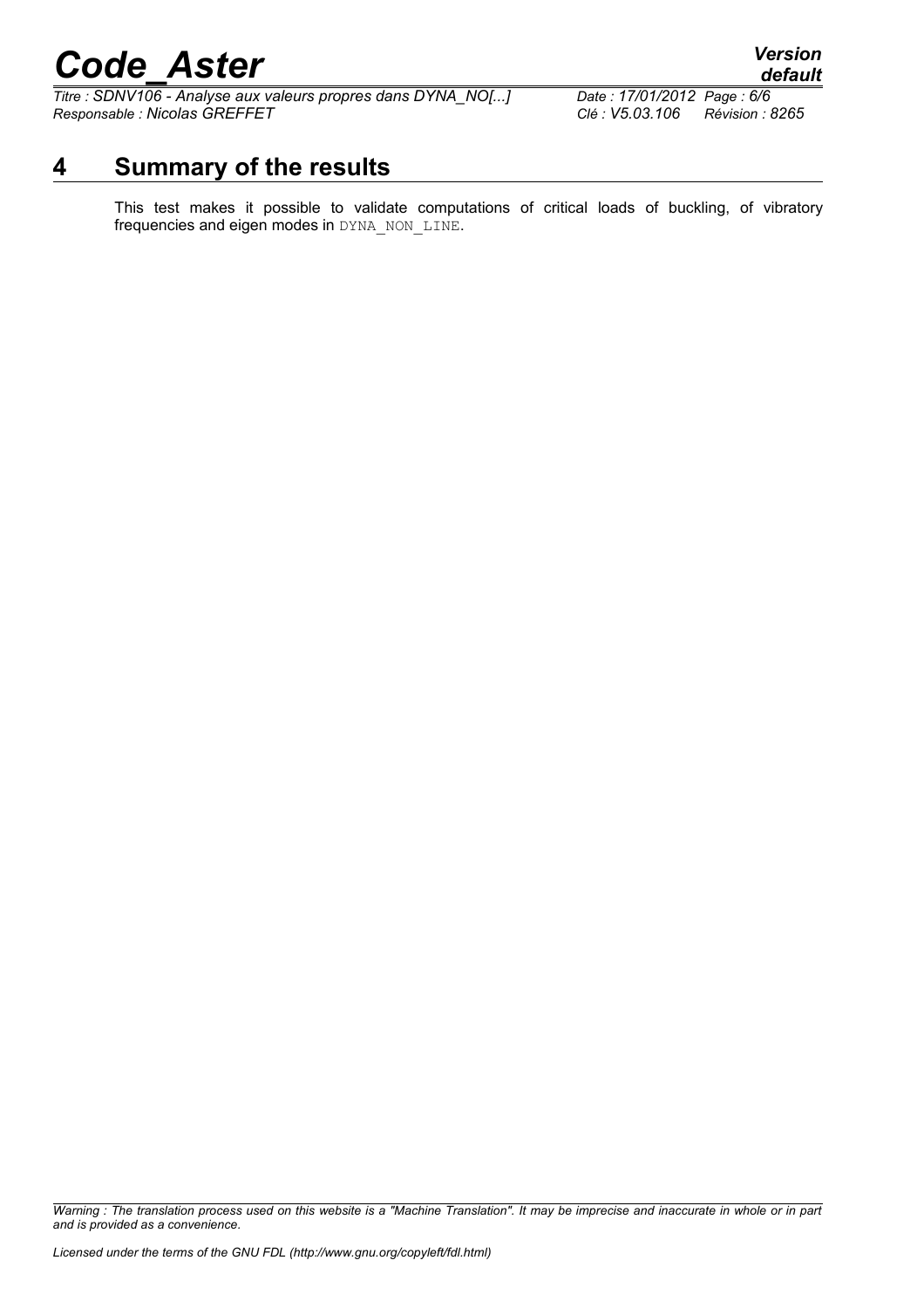# 4 Summary of the results

This test makes it possible to validate computations of critical loads of buckling, of vibratory frequencies and eigen modes in DYNA_NON_LINE.